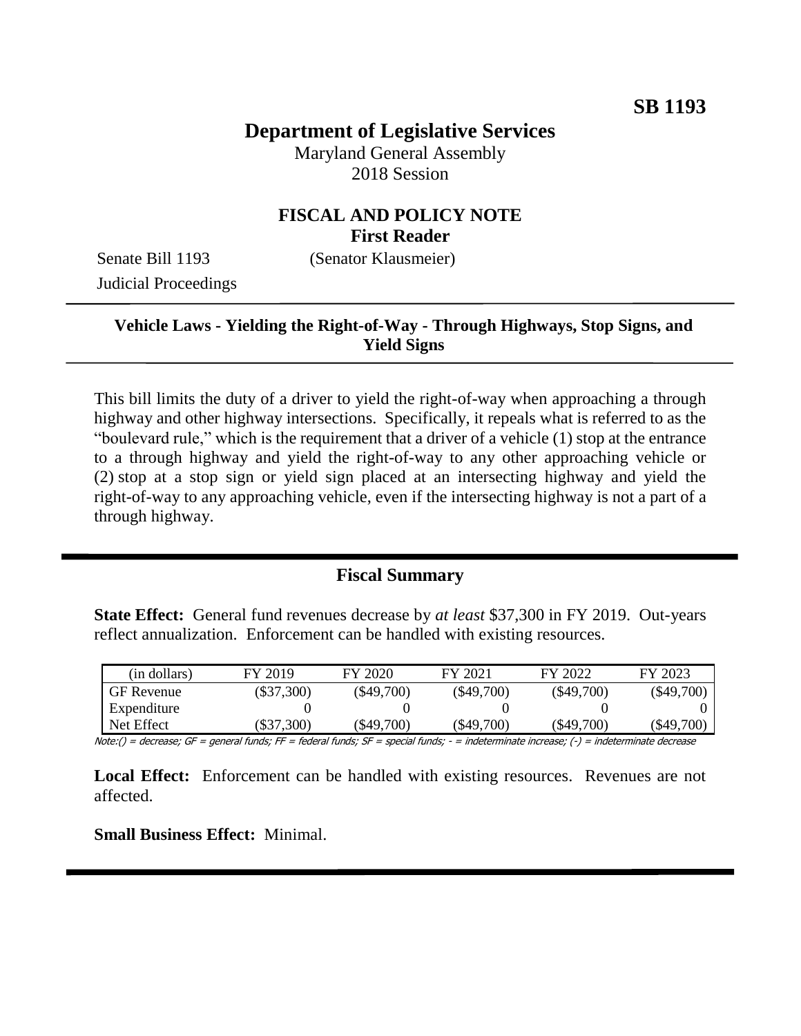**SB 1193**

# Department of Legislative Services

Maryland General Assembly
2018 Session

## FISCAL AND POLICY NOTE
**First Reader**

Senate Bill 1193 (Senator Klausmeier)
Judicial Proceedings

---

**Vehicle Laws - Yielding the Right-of-Way - Through Highways, Stop Signs, and Yield Signs**

---

This bill limits the duty of a driver to yield the right-of-way when approaching a through highway and other highway intersections. Specifically, it repeals what is referred to as the "boulevard rule," which is the requirement that a driver of a vehicle (1) stop at the entrance to a through highway and yield the right-of-way to any other approaching vehicle or (2) stop at a stop sign or yield sign placed at an intersecting highway and yield the right-of-way to any approaching vehicle, even if the intersecting highway is not a part of a through highway.

## Fiscal Summary

**State Effect:** General fund revenues decrease by *at least* $37,300 in FY 2019. Out-years reflect annualization. Enforcement can be handled with existing resources.

| (in dollars) | FY 2019 | FY 2020 | FY 2021 | FY 2022 | FY 2023 |
|---|---|---|---|---|---|
| GF Revenue | ($37,300) | ($49,700) | ($49,700) | ($49,700) | ($49,700) |
| Expenditure | 0 | 0 | 0 | 0 | 0 |
| Net Effect | ($37,300) | ($49,700) | ($49,700) | ($49,700) | ($49,700) |

Note:() = decrease; GF = general funds; FF = federal funds; SF = special funds; - = indeterminate increase; (-) = indeterminate decrease

**Local Effect:** Enforcement can be handled with existing resources. Revenues are not affected.

**Small Business Effect:** Minimal.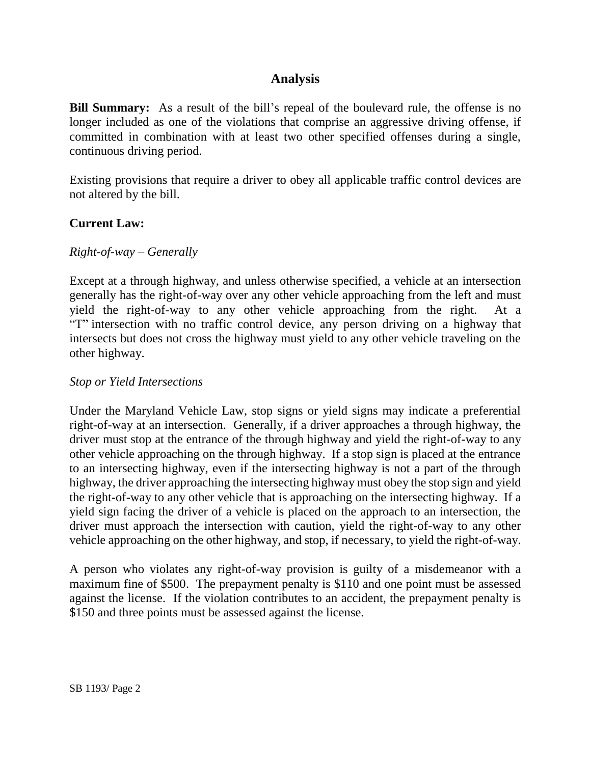## Analysis

**Bill Summary:** As a result of the bill's repeal of the boulevard rule, the offense is no longer included as one of the violations that comprise an aggressive driving offense, if committed in combination with at least two other specified offenses during a single, continuous driving period.

Existing provisions that require a driver to obey all applicable traffic control devices are not altered by the bill.

**Current Law:**

*Right-of-way – Generally*

Except at a through highway, and unless otherwise specified, a vehicle at an intersection generally has the right-of-way over any other vehicle approaching from the left and must yield the right-of-way to any other vehicle approaching from the right. At a "T" intersection with no traffic control device, any person driving on a highway that intersects but does not cross the highway must yield to any other vehicle traveling on the other highway.

*Stop or Yield Intersections*

Under the Maryland Vehicle Law, stop signs or yield signs may indicate a preferential right-of-way at an intersection. Generally, if a driver approaches a through highway, the driver must stop at the entrance of the through highway and yield the right-of-way to any other vehicle approaching on the through highway. If a stop sign is placed at the entrance to an intersecting highway, even if the intersecting highway is not a part of the through highway, the driver approaching the intersecting highway must obey the stop sign and yield the right-of-way to any other vehicle that is approaching on the intersecting highway. If a yield sign facing the driver of a vehicle is placed on the approach to an intersection, the driver must approach the intersection with caution, yield the right-of-way to any other vehicle approaching on the other highway, and stop, if necessary, to yield the right-of-way.

A person who violates any right-of-way provision is guilty of a misdemeanor with a maximum fine of $500. The prepayment penalty is $110 and one point must be assessed against the license. If the violation contributes to an accident, the prepayment penalty is $150 and three points must be assessed against the license.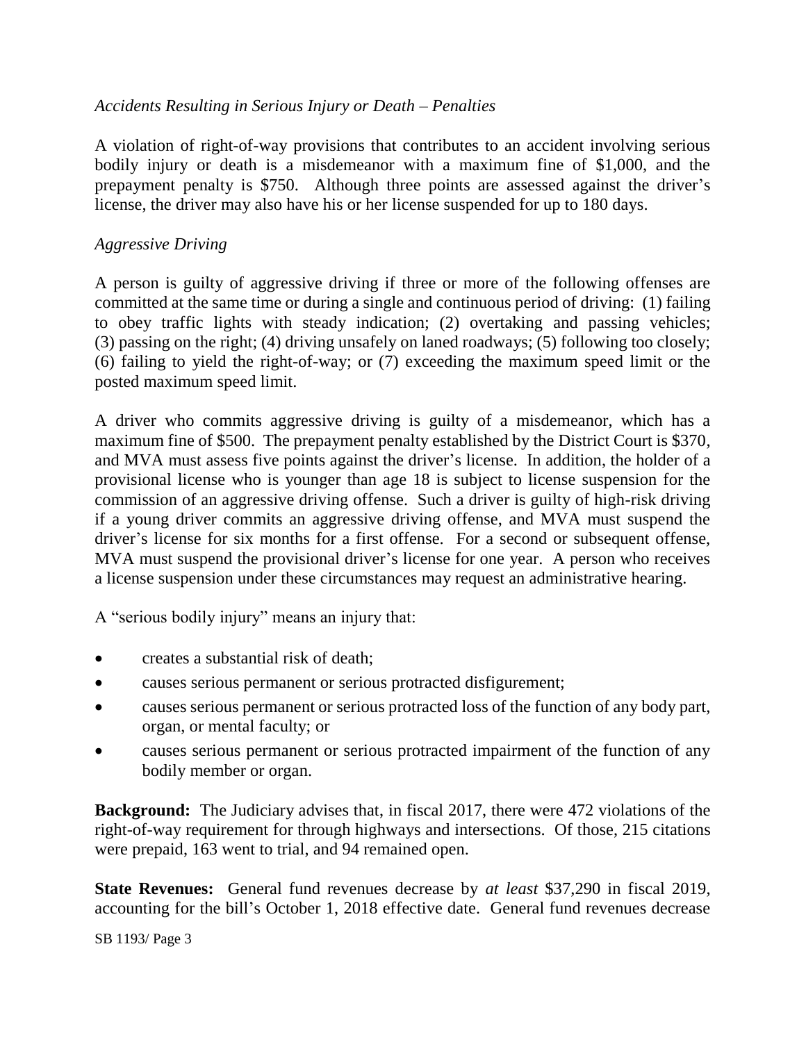*Accidents Resulting in Serious Injury or Death – Penalties*

A violation of right-of-way provisions that contributes to an accident involving serious bodily injury or death is a misdemeanor with a maximum fine of $1,000, and the prepayment penalty is $750. Although three points are assessed against the driver's license, the driver may also have his or her license suspended for up to 180 days.

*Aggressive Driving*

A person is guilty of aggressive driving if three or more of the following offenses are committed at the same time or during a single and continuous period of driving: (1) failing to obey traffic lights with steady indication; (2) overtaking and passing vehicles; (3) passing on the right; (4) driving unsafely on laned roadways; (5) following too closely; (6) failing to yield the right-of-way; or (7) exceeding the maximum speed limit or the posted maximum speed limit.

A driver who commits aggressive driving is guilty of a misdemeanor, which has a maximum fine of $500. The prepayment penalty established by the District Court is $370, and MVA must assess five points against the driver's license. In addition, the holder of a provisional license who is younger than age 18 is subject to license suspension for the commission of an aggressive driving offense. Such a driver is guilty of high-risk driving if a young driver commits an aggressive driving offense, and MVA must suspend the driver's license for six months for a first offense. For a second or subsequent offense, MVA must suspend the provisional driver's license for one year. A person who receives a license suspension under these circumstances may request an administrative hearing.

A "serious bodily injury" means an injury that:

- creates a substantial risk of death;
- causes serious permanent or serious protracted disfigurement;
- causes serious permanent or serious protracted loss of the function of any body part, organ, or mental faculty; or
- causes serious permanent or serious protracted impairment of the function of any bodily member or organ.

**Background:** The Judiciary advises that, in fiscal 2017, there were 472 violations of the right-of-way requirement for through highways and intersections. Of those, 215 citations were prepaid, 163 went to trial, and 94 remained open.

**State Revenues:** General fund revenues decrease by *at least* $37,290 in fiscal 2019, accounting for the bill's October 1, 2018 effective date. General fund revenues decrease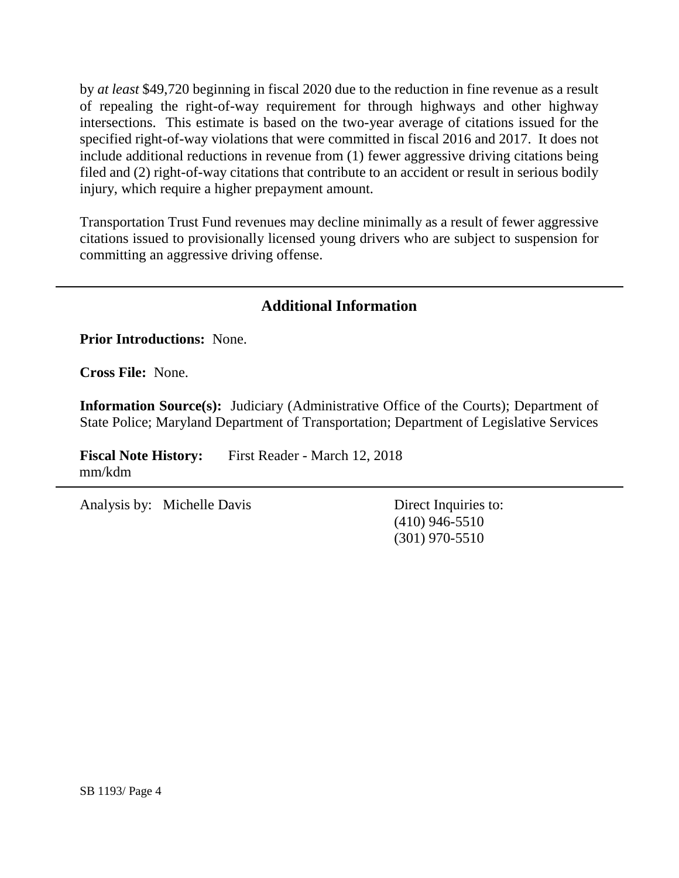by *at least* $49,720 beginning in fiscal 2020 due to the reduction in fine revenue as a result of repealing the right-of-way requirement for through highways and other highway intersections. This estimate is based on the two-year average of citations issued for the specified right-of-way violations that were committed in fiscal 2016 and 2017. It does not include additional reductions in revenue from (1) fewer aggressive driving citations being filed and (2) right-of-way citations that contribute to an accident or result in serious bodily injury, which require a higher prepayment amount.

Transportation Trust Fund revenues may decline minimally as a result of fewer aggressive citations issued to provisionally licensed young drivers who are subject to suspension for committing an aggressive driving offense.

## Additional Information

**Prior Introductions:** None.

**Cross File:** None.

**Information Source(s):** Judiciary (Administrative Office of the Courts); Department of State Police; Maryland Department of Transportation; Department of Legislative Services

**Fiscal Note History:** First Reader - March 12, 2018
mm/kdm

Analysis by: Michelle Davis

Direct Inquiries to:
(410) 946-5510
(301) 970-5510